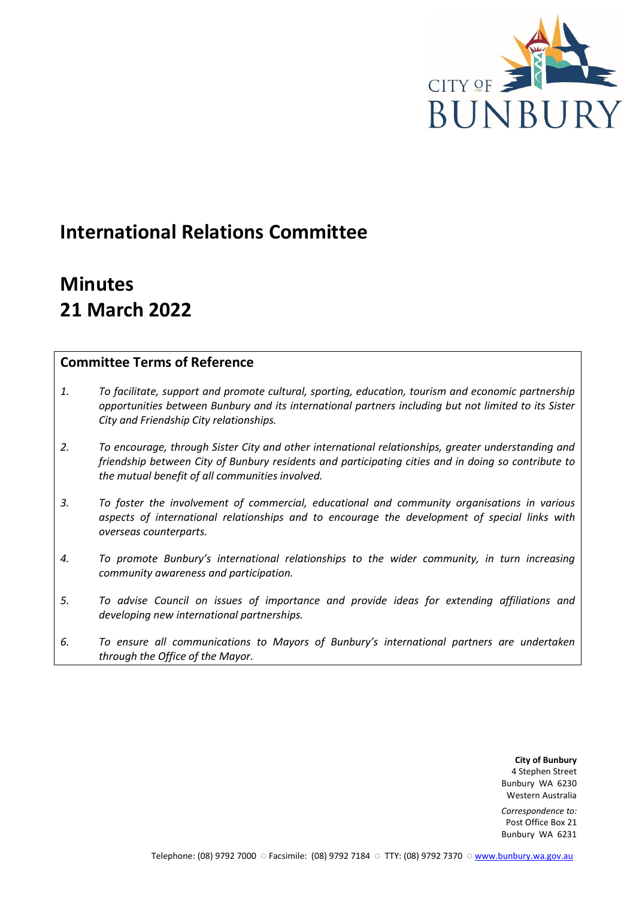# International Relations Committee

# Minutes
# 21 March 2022

## Committee Terms of Reference

1. *To facilitate, support and promote cultural, sporting, education, tourism and economic partnership opportunities between Bunbury and its international partners including but not limited to its Sister City and Friendship City relationships.*

2. *To encourage, through Sister City and other international relationships, greater understanding and friendship between City of Bunbury residents and participating cities and in doing so contribute to the mutual benefit of all communities involved.*

3. *To foster the involvement of commercial, educational and community organisations in various aspects of international relationships and to encourage the development of special links with overseas counterparts.*

4. *To promote Bunbury's international relationships to the wider community, in turn increasing community awareness and participation.*

5. *To advise Council on issues of importance and provide ideas for extending affiliations and developing new international partnerships.*

6. *To ensure all communications to Mayors of Bunbury's international partners are undertaken through the Office of the Mayor.*

**City of Bunbury**
4 Stephen Street
Bunbury WA 6230
Western Australia

*Correspondence to:*
Post Office Box 21
Bunbury WA 6231

Telephone: (08) 9792 7000 ○ Facsimile: (08) 9792 7184 ○ TTY: (08) 9792 7370 ○ www.bunbury.wa.gov.au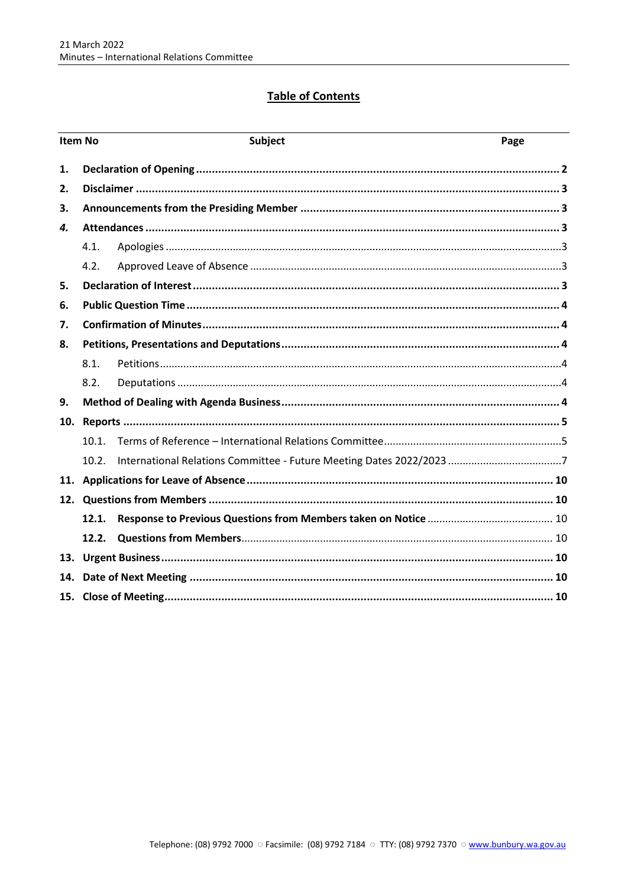# Table of Contents

| Item No | | Subject | Page |
|---|---|---|---|
| **1.** | | **Declaration of Opening** | **2** |
| **2.** | | **Disclaimer** | **3** |
| **3.** | | **Announcements from the Presiding Member** | **3** |
| ***4.*** | | **Attendances** | **3** |
| | 4.1. | Apologies | 3 |
| | 4.2. | Approved Leave of Absence | 3 |
| **5.** | | **Declaration of Interest** | **3** |
| **6.** | | **Public Question Time** | **4** |
| **7.** | | **Confirmation of Minutes** | **4** |
| **8.** | | **Petitions, Presentations and Deputations** | **4** |
| | 8.1. | Petitions | 4 |
| | 8.2. | Deputations | 4 |
| **9.** | | **Method of Dealing with Agenda Business** | **4** |
| **10.** | | **Reports** | **5** |
| | 10.1. | Terms of Reference – International Relations Committee | 5 |
| | 10.2. | International Relations Committee - Future Meeting Dates 2022/2023 | 7 |
| **11.** | | **Applications for Leave of Absence** | **10** |
| **12.** | | **Questions from Members** | **10** |
| | **12.1.** | **Response to Previous Questions from Members taken on Notice** | 10 |
| | **12.2.** | **Questions from Members** | 10 |
| **13.** | | **Urgent Business** | **10** |
| **14.** | | **Date of Next Meeting** | **10** |
| **15.** | | **Close of Meeting** | **10** |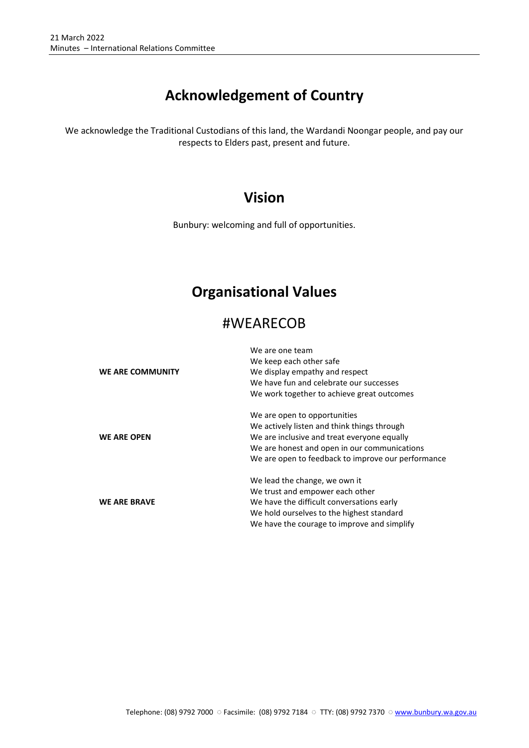# Acknowledgement of Country

We acknowledge the Traditional Custodians of this land, the Wardandi Noongar people, and pay our respects to Elders past, present and future.

# Vision

Bunbury: welcoming and full of opportunities.

# Organisational Values

## #WEARECOB

**WE ARE COMMUNITY**

- We are one team
- We keep each other safe
- We display empathy and respect
- We have fun and celebrate our successes
- We work together to achieve great outcomes

**WE ARE OPEN**

- We are open to opportunities
- We actively listen and think things through
- We are inclusive and treat everyone equally
- We are honest and open in our communications
- We are open to feedback to improve our performance

**WE ARE BRAVE**

- We lead the change, we own it
- We trust and empower each other
- We have the difficult conversations early
- We hold ourselves to the highest standard
- We have the courage to improve and simplify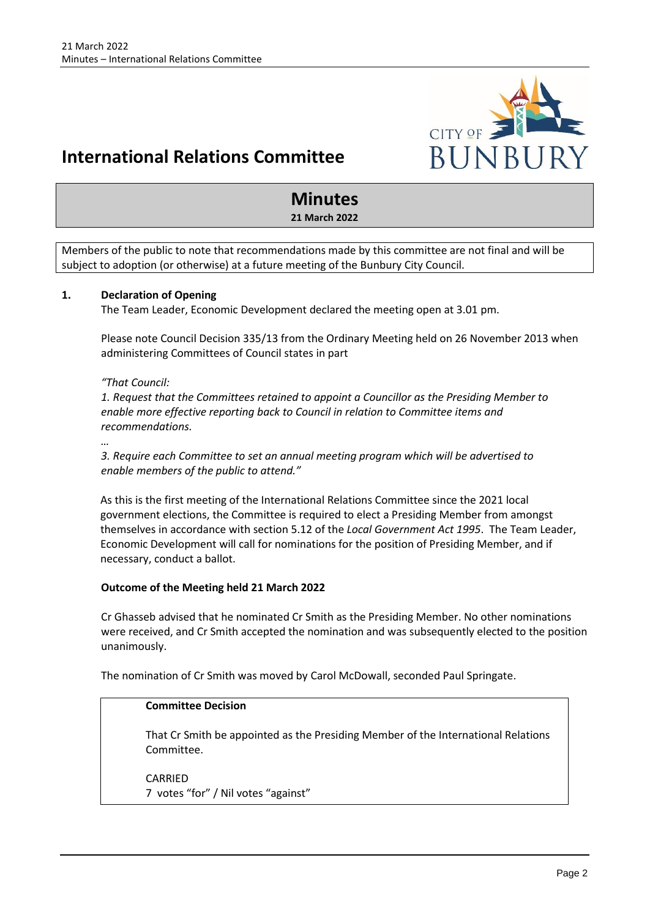# International Relations Committee

## Minutes

**21 March 2022**

Members of the public to note that recommendations made by this committee are not final and will be subject to adoption (or otherwise) at a future meeting of the Bunbury City Council.

### 1. Declaration of Opening

The Team Leader, Economic Development declared the meeting open at 3.01 pm.

Please note Council Decision 335/13 from the Ordinary Meeting held on 26 November 2013 when administering Committees of Council states in part

*"That Council:*
*1. Request that the Committees retained to appoint a Councillor as the Presiding Member to enable more effective reporting back to Council in relation to Committee items and recommendations.*
*…*
*3. Require each Committee to set an annual meeting program which will be advertised to enable members of the public to attend."*

As this is the first meeting of the International Relations Committee since the 2021 local government elections, the Committee is required to elect a Presiding Member from amongst themselves in accordance with section 5.12 of the *Local Government Act 1995*. The Team Leader, Economic Development will call for nominations for the position of Presiding Member, and if necessary, conduct a ballot.

**Outcome of the Meeting held 21 March 2022**

Cr Ghasseb advised that he nominated Cr Smith as the Presiding Member. No other nominations were received, and Cr Smith accepted the nomination and was subsequently elected to the position unanimously.

The nomination of Cr Smith was moved by Carol McDowall, seconded Paul Springate.

**Committee Decision**

That Cr Smith be appointed as the Presiding Member of the International Relations Committee.

CARRIED
7 votes "for" / Nil votes "against"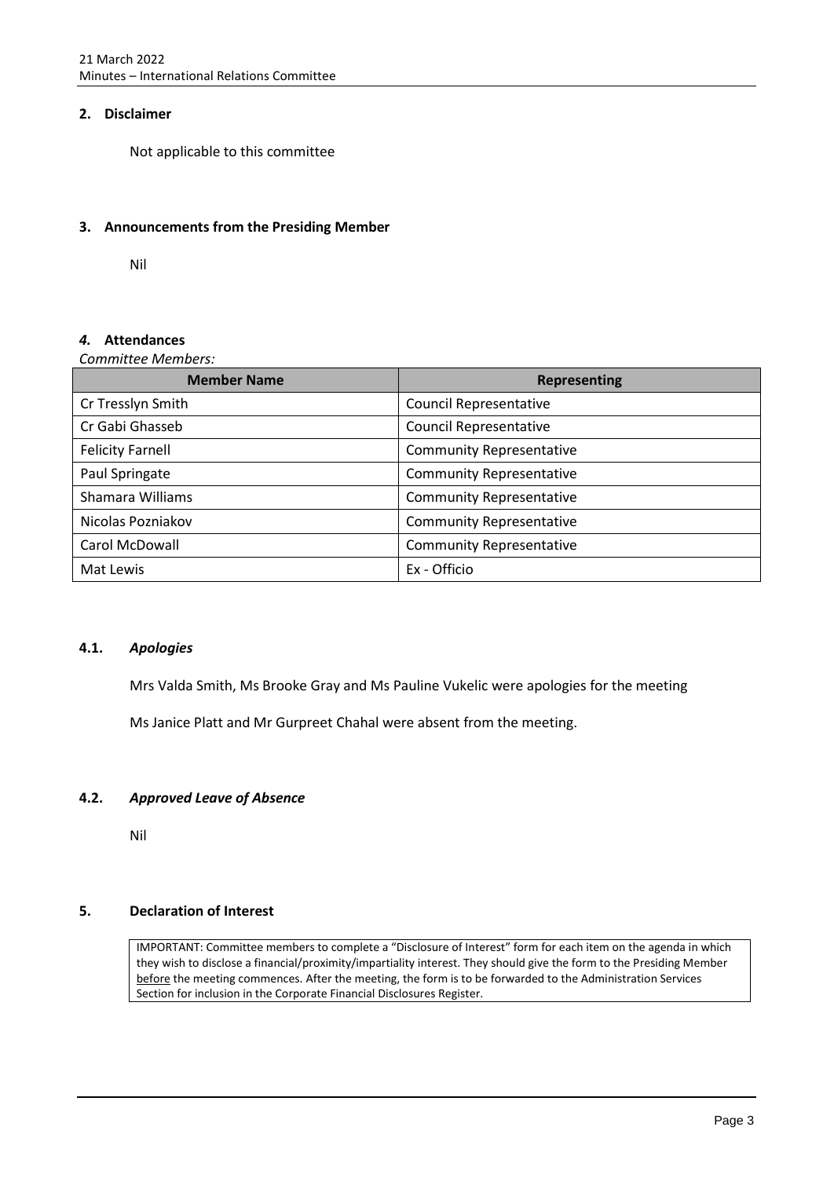## 2. Disclaimer

Not applicable to this committee

## 3. Announcements from the Presiding Member

Nil

## *4.* Attendances

*Committee Members:*

| Member Name | Representing |
|---|---|
| Cr Tresslyn Smith | Council Representative |
| Cr Gabi Ghasseb | Council Representative |
| Felicity Farnell | Community Representative |
| Paul Springate | Community Representative |
| Shamara Williams | Community Representative |
| Nicolas Pozniakov | Community Representative |
| Carol McDowall | Community Representative |
| Mat Lewis | Ex - Officio |

### 4.1. *Apologies*

Mrs Valda Smith, Ms Brooke Gray and Ms Pauline Vukelic were apologies for the meeting

Ms Janice Platt and Mr Gurpreet Chahal were absent from the meeting.

### 4.2. *Approved Leave of Absence*

Nil

## 5. Declaration of Interest

IMPORTANT: Committee members to complete a "Disclosure of Interest" form for each item on the agenda in which they wish to disclose a financial/proximity/impartiality interest. They should give the form to the Presiding Member before the meeting commences. After the meeting, the form is to be forwarded to the Administration Services Section for inclusion in the Corporate Financial Disclosures Register.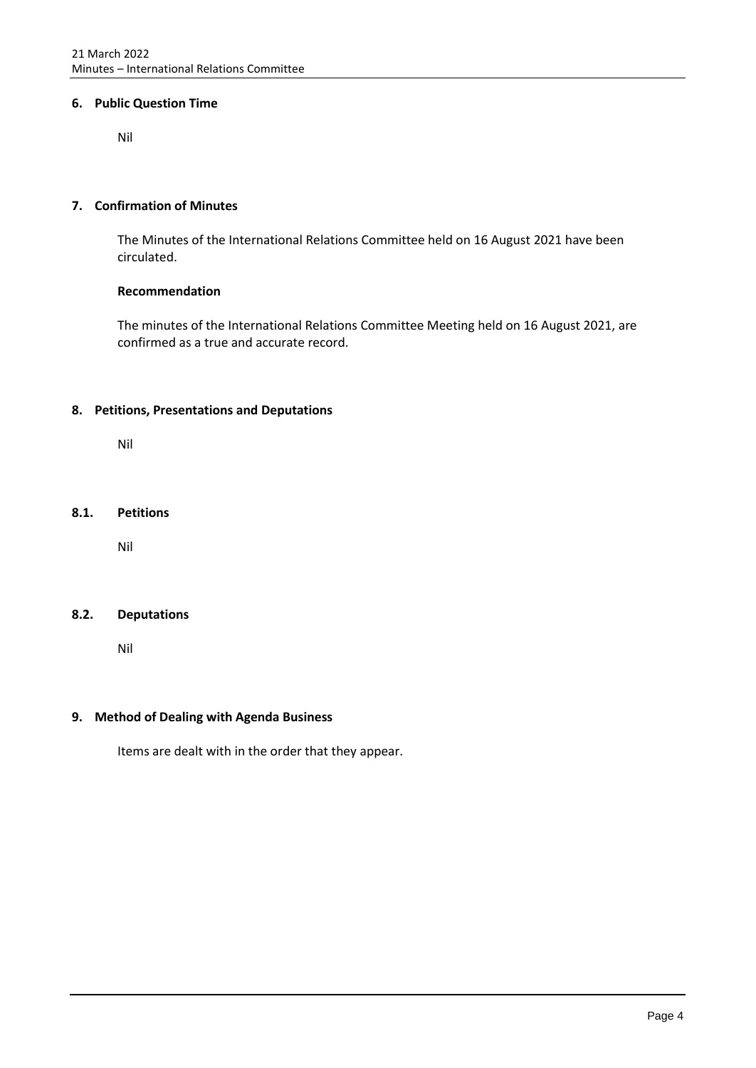## 6. Public Question Time

Nil

## 7. Confirmation of Minutes

The Minutes of the International Relations Committee held on 16 August 2021 have been circulated.

**Recommendation**

The minutes of the International Relations Committee Meeting held on 16 August 2021, are confirmed as a true and accurate record.

## 8. Petitions, Presentations and Deputations

Nil

### 8.1. Petitions

Nil

### 8.2. Deputations

Nil

## 9. Method of Dealing with Agenda Business

Items are dealt with in the order that they appear.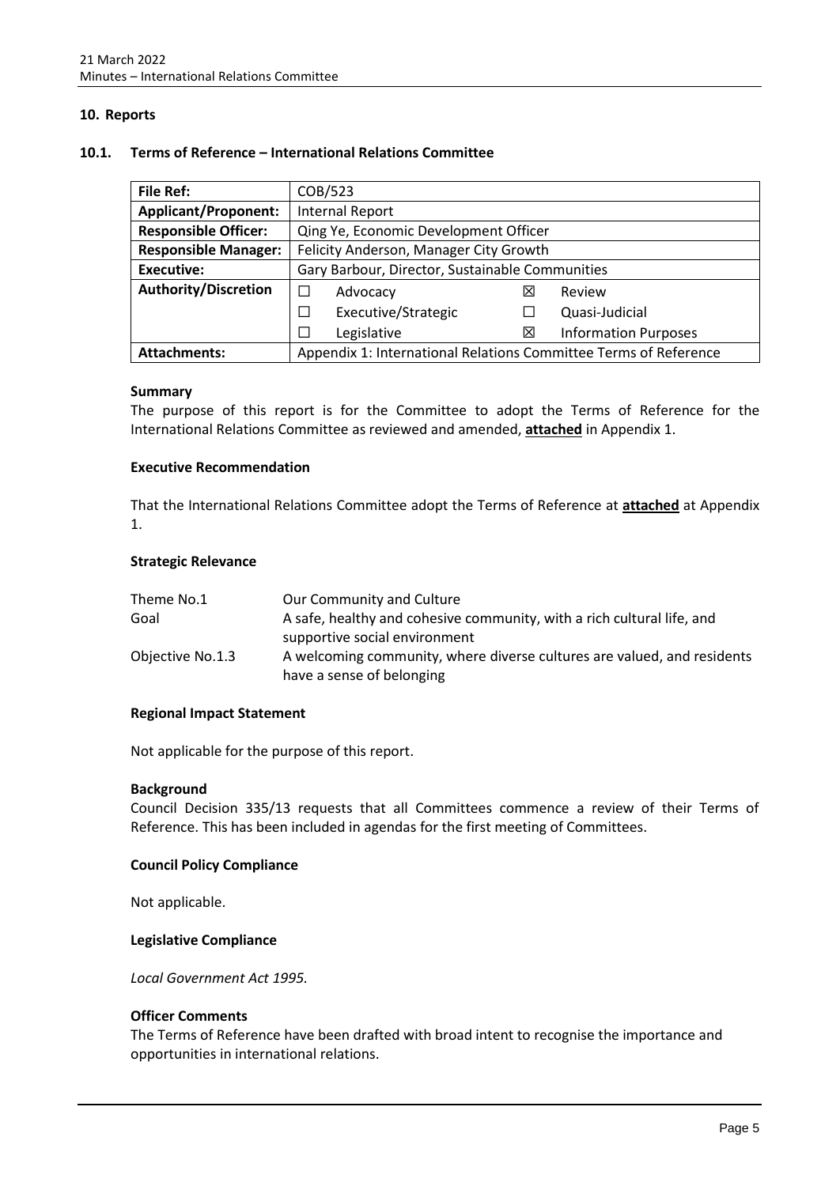## 10. Reports

### 10.1. Terms of Reference – International Relations Committee

| **File Ref:** | COB/523 | | | |
|---|---|---|---|---|
| **Applicant/Proponent:** | Internal Report | | | |
| **Responsible Officer:** | Qing Ye, Economic Development Officer | | | |
| **Responsible Manager:** | Felicity Anderson, Manager City Growth | | | |
| **Executive:** | Gary Barbour, Director, Sustainable Communities | | | |
| **Authority/Discretion** | ☐ | Advocacy | ☒ | Review |
| | ☐ | Executive/Strategic | ☐ | Quasi-Judicial |
| | ☐ | Legislative | ☒ | Information Purposes |
| **Attachments:** | Appendix 1: International Relations Committee Terms of Reference | | | |

**Summary**

The purpose of this report is for the Committee to adopt the Terms of Reference for the International Relations Committee as reviewed and amended, **attached** in Appendix 1.

**Executive Recommendation**

That the International Relations Committee adopt the Terms of Reference at **attached** at Appendix 1.

**Strategic Relevance**

| | |
|---|---|
| Theme No.1 | Our Community and Culture |
| Goal | A safe, healthy and cohesive community, with a rich cultural life, and supportive social environment |
| Objective No.1.3 | A welcoming community, where diverse cultures are valued, and residents have a sense of belonging |

**Regional Impact Statement**

Not applicable for the purpose of this report.

**Background**

Council Decision 335/13 requests that all Committees commence a review of their Terms of Reference. This has been included in agendas for the first meeting of Committees.

**Council Policy Compliance**

Not applicable.

**Legislative Compliance**

*Local Government Act 1995.*

**Officer Comments**

The Terms of Reference have been drafted with broad intent to recognise the importance and opportunities in international relations.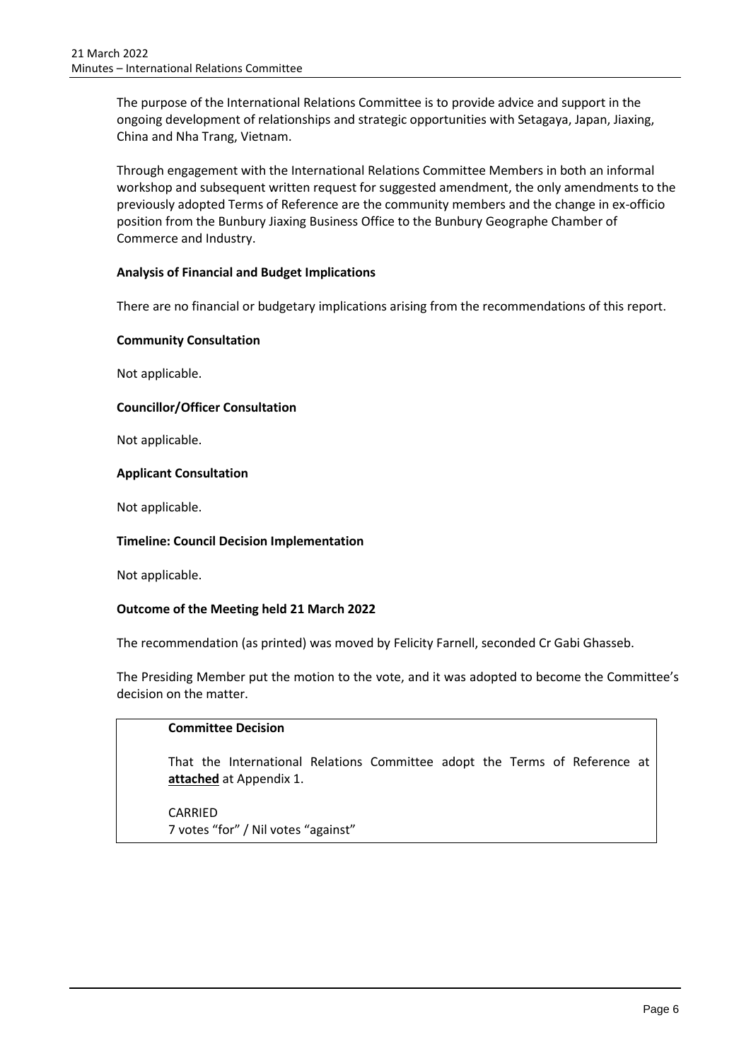The purpose of the International Relations Committee is to provide advice and support in the ongoing development of relationships and strategic opportunities with Setagaya, Japan, Jiaxing, China and Nha Trang, Vietnam.

Through engagement with the International Relations Committee Members in both an informal workshop and subsequent written request for suggested amendment, the only amendments to the previously adopted Terms of Reference are the community members and the change in ex-officio position from the Bunbury Jiaxing Business Office to the Bunbury Geographe Chamber of Commerce and Industry.

**Analysis of Financial and Budget Implications**

There are no financial or budgetary implications arising from the recommendations of this report.

**Community Consultation**

Not applicable.

**Councillor/Officer Consultation**

Not applicable.

**Applicant Consultation**

Not applicable.

**Timeline: Council Decision Implementation**

Not applicable.

**Outcome of the Meeting held 21 March 2022**

The recommendation (as printed) was moved by Felicity Farnell, seconded Cr Gabi Ghasseb.

The Presiding Member put the motion to the vote, and it was adopted to become the Committee's decision on the matter.

**Committee Decision**

That the International Relations Committee adopt the Terms of Reference at **attached** at Appendix 1.

CARRIED
7 votes "for" / Nil votes "against"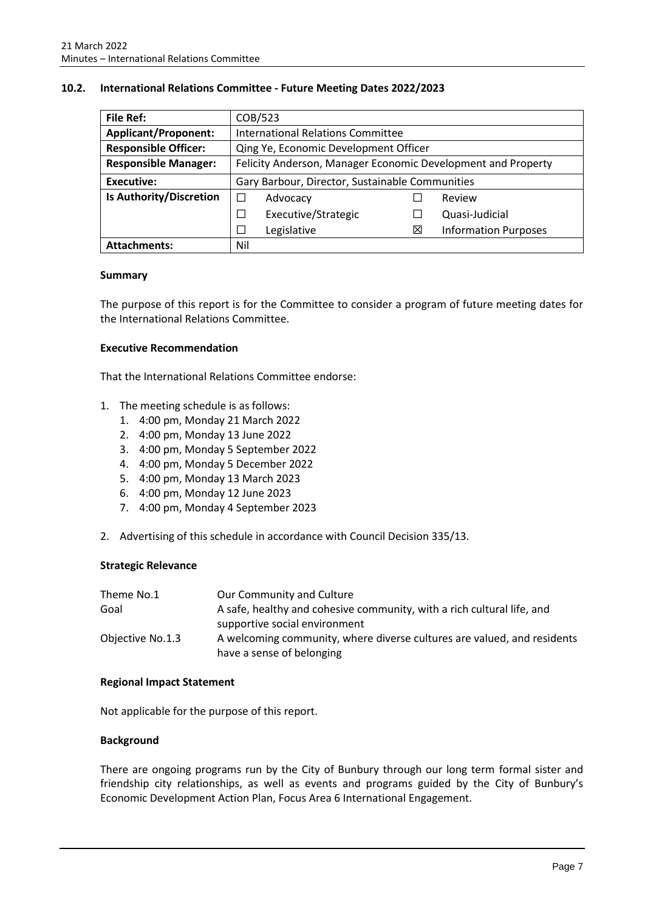## 10.2. International Relations Committee - Future Meeting Dates 2022/2023

| **File Ref:** | COB/523 | | | |
|---|---|---|---|---|
| **Applicant/Proponent:** | International Relations Committee | | | |
| **Responsible Officer:** | Qing Ye, Economic Development Officer | | | |
| **Responsible Manager:** | Felicity Anderson, Manager Economic Development and Property | | | |
| **Executive:** | Gary Barbour, Director, Sustainable Communities | | | |
| **Is Authority/Discretion** | ☐ | Advocacy | ☐ | Review |
| | ☐ | Executive/Strategic | ☐ | Quasi-Judicial |
| | ☐ | Legislative | ☒ | Information Purposes |
| **Attachments:** | Nil | | | |

### Summary

The purpose of this report is for the Committee to consider a program of future meeting dates for the International Relations Committee.

### Executive Recommendation

That the International Relations Committee endorse:

1. The meeting schedule is as follows:
   1. 4:00 pm, Monday 21 March 2022
   2. 4:00 pm, Monday 13 June 2022
   3. 4:00 pm, Monday 5 September 2022
   4. 4:00 pm, Monday 5 December 2022
   5. 4:00 pm, Monday 13 March 2023
   6. 4:00 pm, Monday 12 June 2023
   7. 4:00 pm, Monday 4 September 2023
2. Advertising of this schedule in accordance with Council Decision 335/13.

### Strategic Relevance

| | |
|---|---|
| Theme No.1 | Our Community and Culture |
| Goal | A safe, healthy and cohesive community, with a rich cultural life, and supportive social environment |
| Objective No.1.3 | A welcoming community, where diverse cultures are valued, and residents have a sense of belonging |

### Regional Impact Statement

Not applicable for the purpose of this report.

### Background

There are ongoing programs run by the City of Bunbury through our long term formal sister and friendship city relationships, as well as events and programs guided by the City of Bunbury's Economic Development Action Plan, Focus Area 6 International Engagement.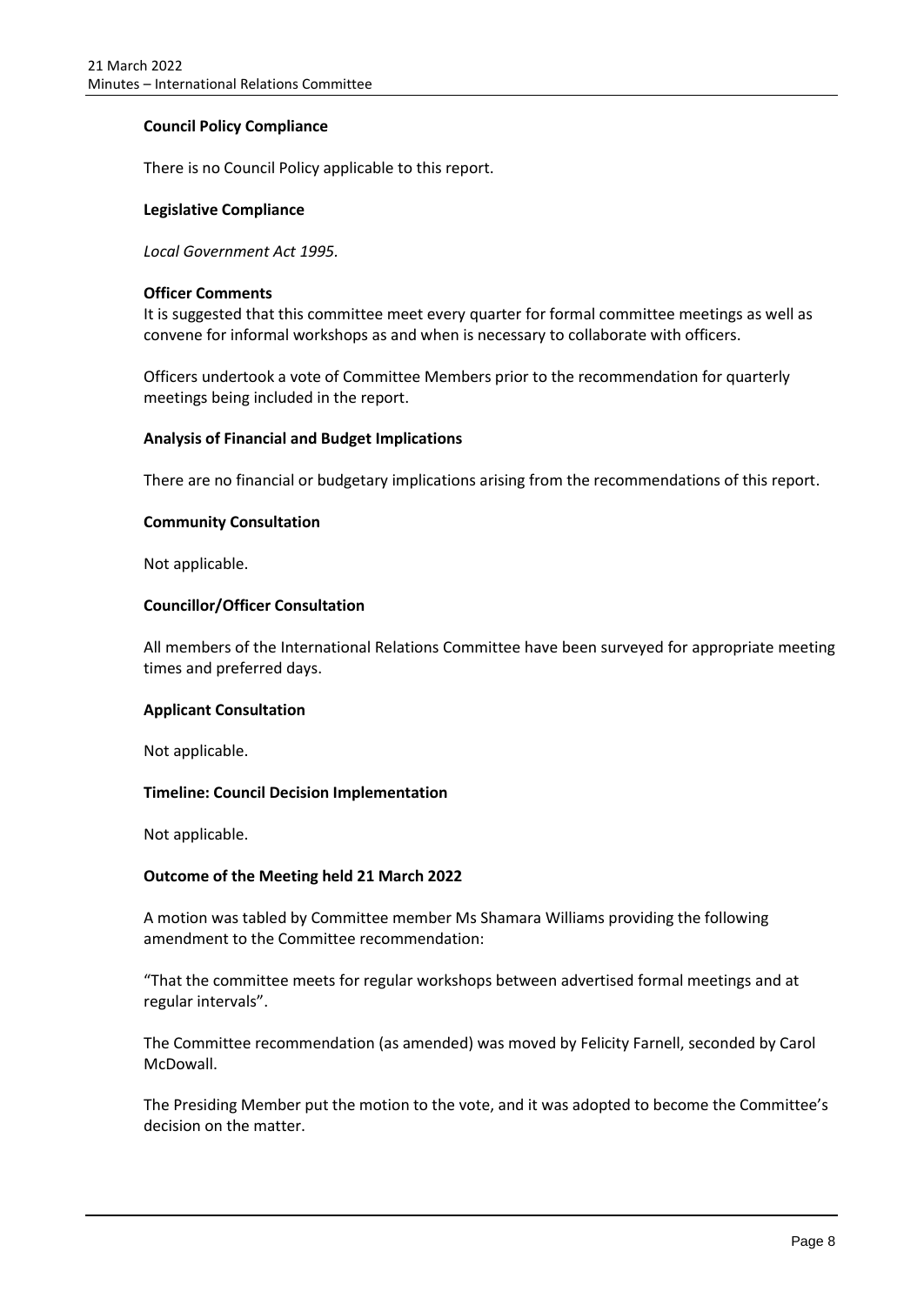**Council Policy Compliance**

There is no Council Policy applicable to this report.

**Legislative Compliance**

*Local Government Act 1995*.

**Officer Comments**

It is suggested that this committee meet every quarter for formal committee meetings as well as convene for informal workshops as and when is necessary to collaborate with officers.

Officers undertook a vote of Committee Members prior to the recommendation for quarterly meetings being included in the report.

**Analysis of Financial and Budget Implications**

There are no financial or budgetary implications arising from the recommendations of this report.

**Community Consultation**

Not applicable.

**Councillor/Officer Consultation**

All members of the International Relations Committee have been surveyed for appropriate meeting times and preferred days.

**Applicant Consultation**

Not applicable.

**Timeline: Council Decision Implementation**

Not applicable.

**Outcome of the Meeting held 21 March 2022**

A motion was tabled by Committee member Ms Shamara Williams providing the following amendment to the Committee recommendation:

"That the committee meets for regular workshops between advertised formal meetings and at regular intervals".

The Committee recommendation (as amended) was moved by Felicity Farnell, seconded by Carol McDowall.

The Presiding Member put the motion to the vote, and it was adopted to become the Committee's decision on the matter.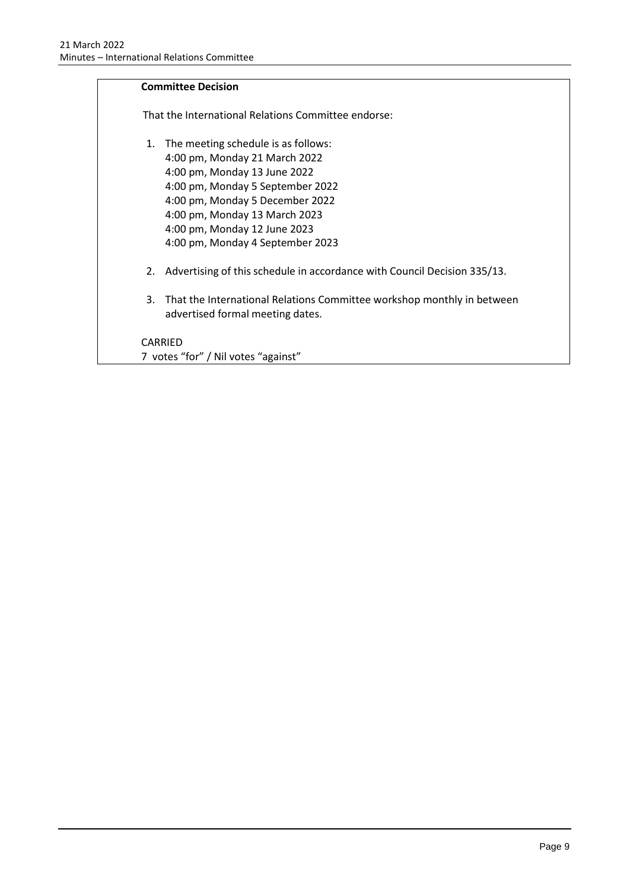**Committee Decision**

That the International Relations Committee endorse:

1. The meeting schedule is as follows:
   4:00 pm, Monday 21 March 2022
   4:00 pm, Monday 13 June 2022
   4:00 pm, Monday 5 September 2022
   4:00 pm, Monday 5 December 2022
   4:00 pm, Monday 13 March 2023
   4:00 pm, Monday 12 June 2023
   4:00 pm, Monday 4 September 2023

2. Advertising of this schedule in accordance with Council Decision 335/13.

3. That the International Relations Committee workshop monthly in between advertised formal meeting dates.

CARRIED
7 votes "for" / Nil votes "against"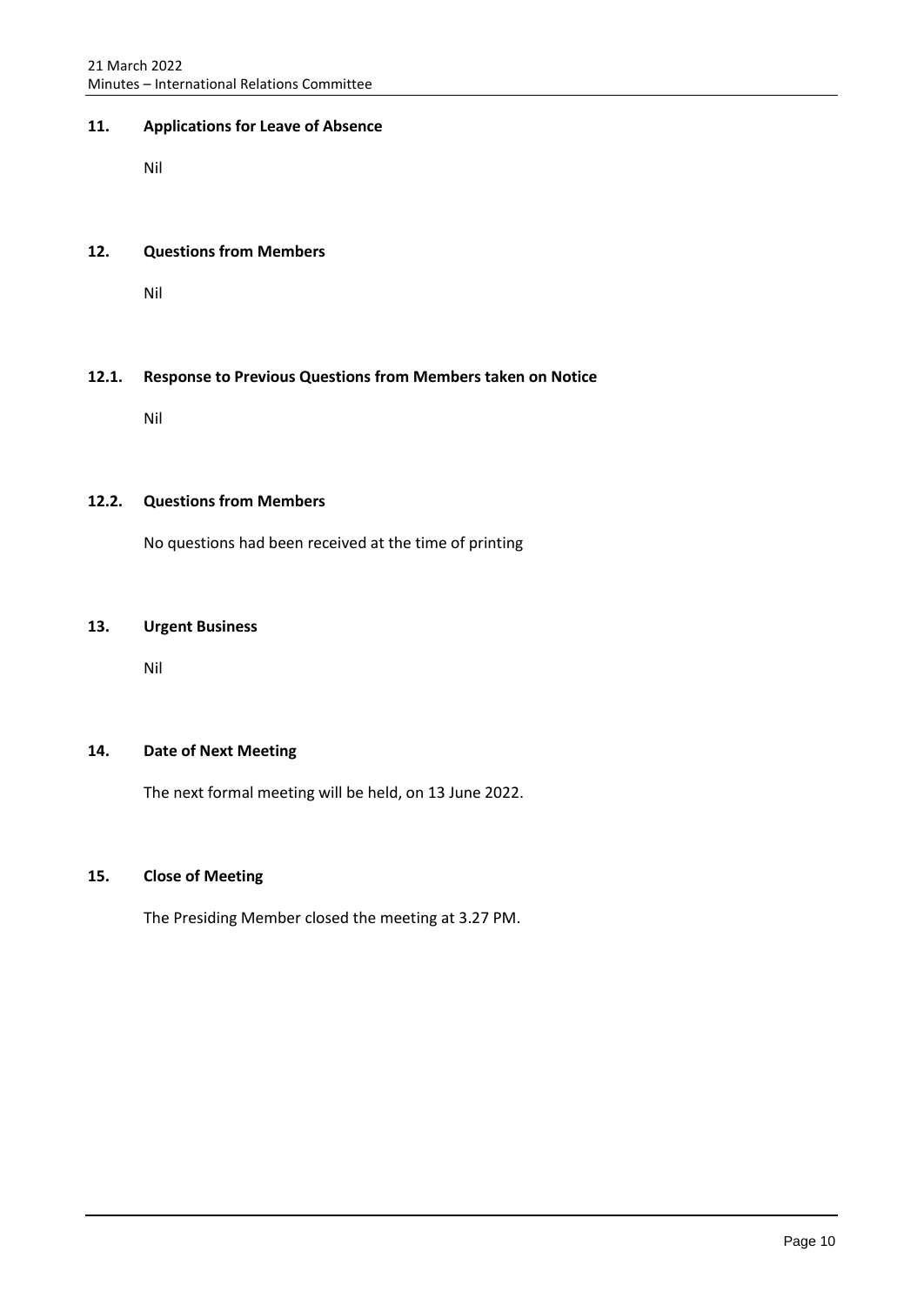## 11. Applications for Leave of Absence

Nil

## 12. Questions from Members

Nil

### 12.1. Response to Previous Questions from Members taken on Notice

Nil

### 12.2. Questions from Members

No questions had been received at the time of printing

## 13. Urgent Business

Nil

## 14. Date of Next Meeting

The next formal meeting will be held, on 13 June 2022.

## 15. Close of Meeting

The Presiding Member closed the meeting at 3.27 PM.